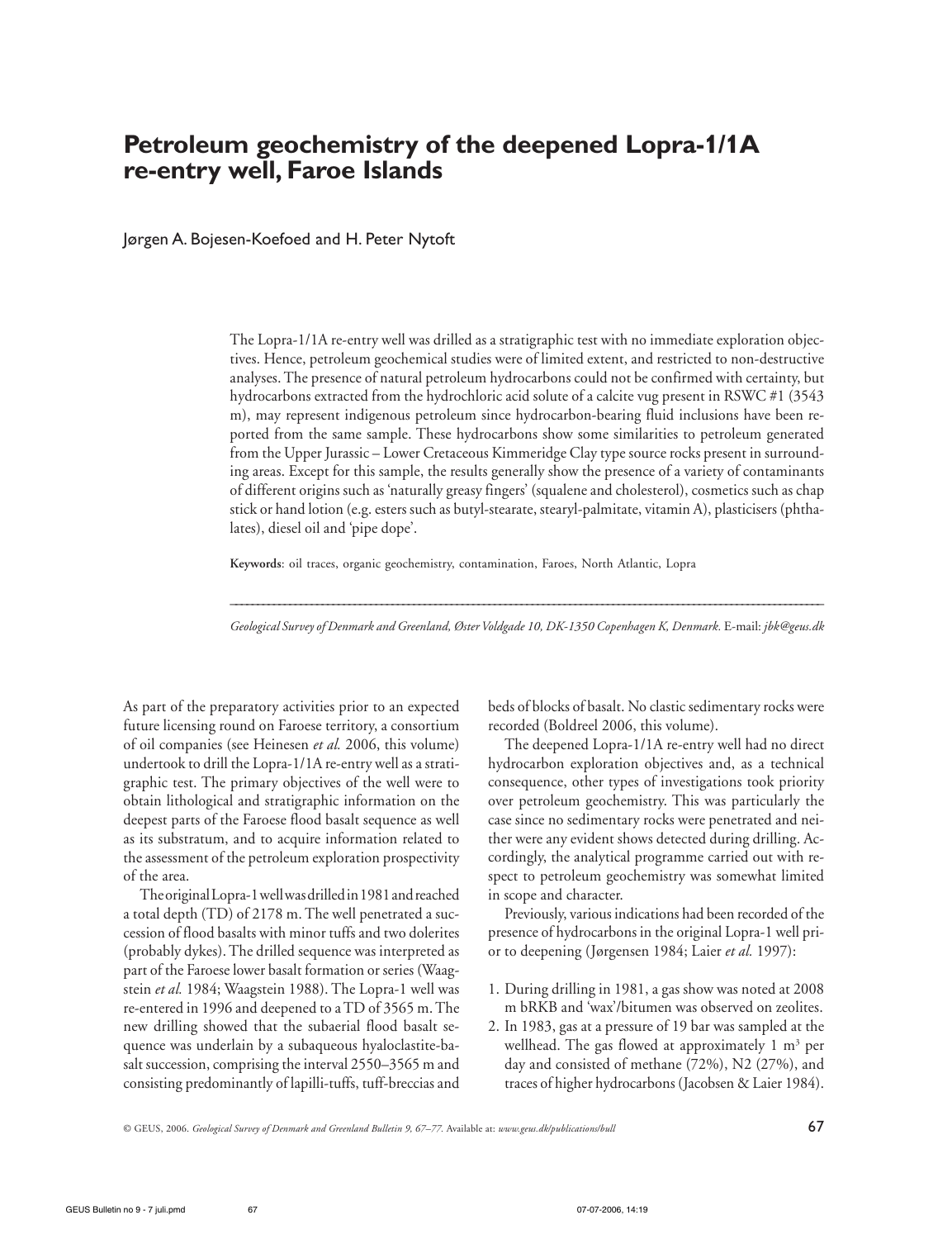# Petroleum geochemistry of the deepened Lopra-1/1A re-entry well, Faroe Islands

Jørgen A. Bojesen-Koefoed and H. Peter Nytoft

The Lopra-1/1A re-entry well was drilled as a stratigraphic test with no immediate exploration objectives. Hence, petroleum geochemical studies were of limited extent, and restricted to non-destructive analyses. The presence of natural petroleum hydrocarbons could not be confirmed with certainty, but hydrocarbons extracted from the hydrochloric acid solute of a calcite vug present in RSWC #1 (3543 m), may represent indigenous petroleum since hydrocarbon-bearing fluid inclusions have been reported from the same sample. These hydrocarbons show some similarities to petroleum generated from the Upper Jurassic – Lower Cretaceous Kimmeridge Clay type source rocks present in surrounding areas. Except for this sample, the results generally show the presence of a variety of contaminants of different origins such as 'naturally greasy fingers' (squalene and cholesterol), cosmetics such as chap stick or hand lotion (e.g. esters such as butyl-stearate, stearyl-palmitate, vitamin A), plasticisers (phthalates), diesel oil and 'pipe dope'.

**Keywords**: oil traces, organic geochemistry, contamination, Faroes, North Atlantic, Lopra

---

*Geological Survey of Denmark and Greenland, Øster Voldgade 10, DK-1350 Copenhagen K, Denmark.* E-mail: *jbk@geus.dk*

As part of the preparatory activities prior to an expected future licensing round on Faroese territory, a consortium of oil companies (see Heinesen *et al.* 2006, this volume) undertook to drill the Lopra-1/1A re-entry well as a stratigraphic test. The primary objectives of the well were to obtain lithological and stratigraphic information on the deepest parts of the Faroese flood basalt sequence as well as its substratum, and to acquire information related to the assessment of the petroleum exploration prospectivity of the area.

The original Lopra-1 well was drilled in 1981 and reached a total depth (TD) of 2178 m. The well penetrated a succession of flood basalts with minor tuffs and two dolerites (probably dykes). The drilled sequence was interpreted as part of the Faroese lower basalt formation or series (Waagstein *et al.* 1984; Waagstein 1988). The Lopra-1 well was re-entered in 1996 and deepened to a TD of 3565 m. The new drilling showed that the subaerial flood basalt sequence was underlain by a subaqueous hyaloclastite-basalt succession, comprising the interval 2550–3565 m and consisting predominantly of lapilli-tuffs, tuff-breccias and beds of blocks of basalt. No clastic sedimentary rocks were recorded (Boldreel 2006, this volume).

The deepened Lopra-1/1A re-entry well had no direct hydrocarbon exploration objectives and, as a technical consequence, other types of investigations took priority over petroleum geochemistry. This was particularly the case since no sedimentary rocks were penetrated and neither were any evident shows detected during drilling. Accordingly, the analytical programme carried out with respect to petroleum geochemistry was somewhat limited in scope and character.

Previously, various indications had been recorded of the presence of hydrocarbons in the original Lopra-1 well prior to deepening (Jørgensen 1984; Laier *et al.* 1997):

1. During drilling in 1981, a gas show was noted at 2008 m bRKB and 'wax'/bitumen was observed on zeolites.
2. In 1983, gas at a pressure of 19 bar was sampled at the wellhead. The gas flowed at approximately 1 $m^3$ per day and consisted of methane (72%), N2 (27%), and traces of higher hydrocarbons (Jacobsen & Laier 1984).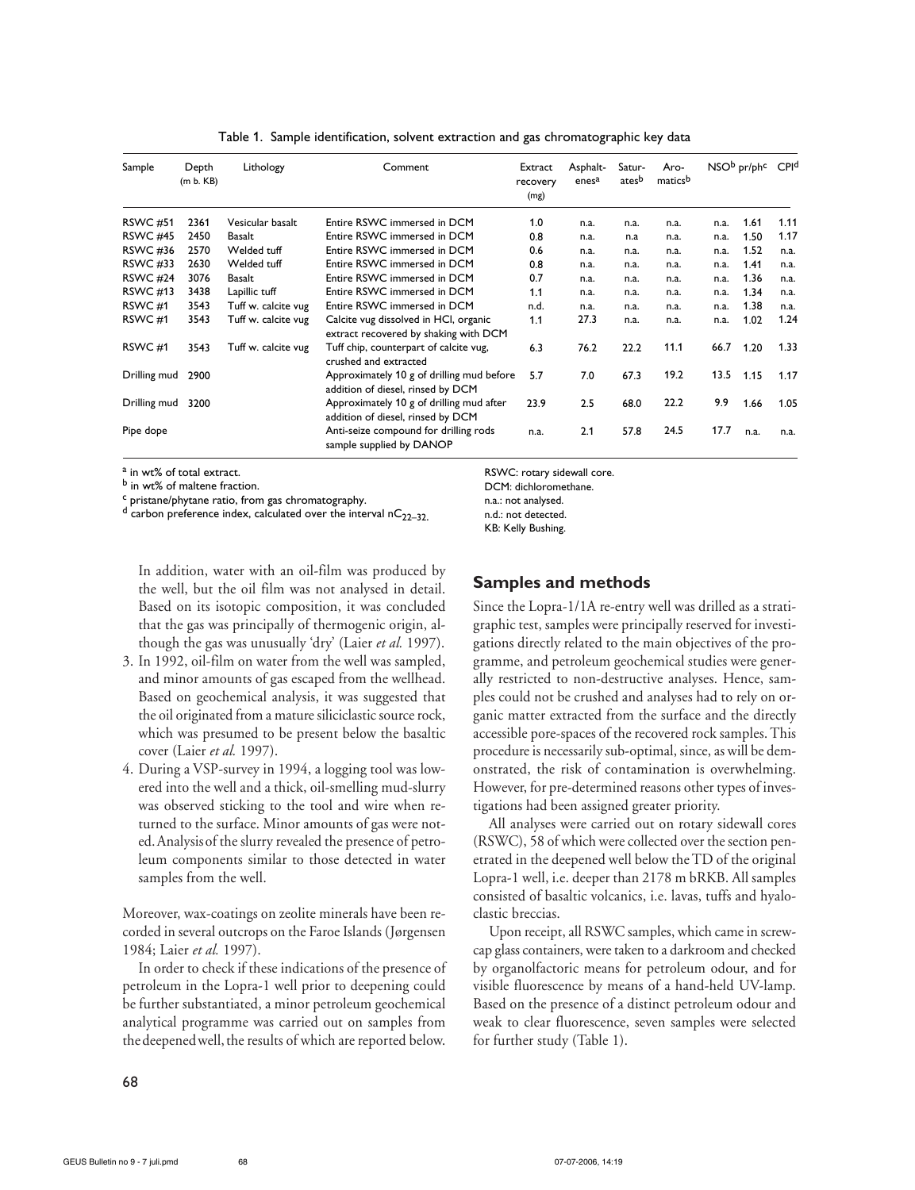Table 1. Sample identification, solvent extraction and gas chromatographic key data

| Sample | Depth (m b. KB) | Lithology | Comment | Extract recovery (mg) | Asphalt-enes[a] | Satur-ates[b] | Aro-matics[b] | NSO[b] | pr/ph[c] | CPI[d] |
|---|---|---|---|---|---|---|---|---|---|---|
| RSWC #51 | 2361 | Vesicular basalt | Entire RSWC immersed in DCM | 1.0 | n.a. | n.a. | n.a. | n.a. | 1.61 | 1.11 |
| RSWC #45 | 2450 | Basalt | Entire RSWC immersed in DCM | 0.8 | n.a. | n.a | n.a. | n.a. | 1.50 | 1.17 |
| RSWC #36 | 2570 | Welded tuff | Entire RSWC immersed in DCM | 0.6 | n.a. | n.a. | n.a. | n.a. | 1.52 | n.a. |
| RSWC #33 | 2630 | Welded tuff | Entire RSWC immersed in DCM | 0.8 | n.a. | n.a. | n.a. | n.a. | 1.41 | n.a. |
| RSWC #24 | 3076 | Basalt | Entire RSWC immersed in DCM | 0.7 | n.a. | n.a. | n.a. | n.a. | 1.36 | n.a. |
| RSWC #13 | 3438 | Lapillic tuff | Entire RSWC immersed in DCM | 1.1 | n.a. | n.a. | n.a. | n.a. | 1.34 | n.a. |
| RSWC #1 | 3543 | Tuff w. calcite vug | Entire RSWC immersed in DCM | n.d. | n.a. | n.a. | n.a. | n.a. | 1.38 | n.a. |
| RSWC #1 | 3543 | Tuff w. calcite vug | Calcite vug dissolved in HCl, organic extract recovered by shaking with DCM | 1.1 | 27.3 | n.a. | n.a. | n.a. | 1.02 | 1.24 |
| RSWC #1 | 3543 | Tuff w. calcite vug | Tuff chip, counterpart of calcite vug, crushed and extracted | 6.3 | 76.2 | 22.2 | 11.1 | 66.7 | 1.20 | 1.33 |
| Drilling mud | 2900 | | Approximately 10 g of drilling mud before addition of diesel, rinsed by DCM | 5.7 | 7.0 | 67.3 | 19.2 | 13.5 | 1.15 | 1.17 |
| Drilling mud | 3200 | | Approximately 10 g of drilling mud after addition of diesel, rinsed by DCM | 23.9 | 2.5 | 68.0 | 22.2 | 9.9 | 1.66 | 1.05 |
| Pipe dope | | | Anti-seize compound for drilling rods sample supplied by DANOP | n.a. | 2.1 | 57.8 | 24.5 | 17.7 | n.a. | n.a. |

[a] in wt% of total extract.
[b] in wt% of maltene fraction.
[c] pristane/phytane ratio, from gas chromatography.
[d] carbon preference index, calculated over the interval $nC_{22-32}$.

RSWC: rotary sidewall core.
DCM: dichloromethane.
n.a.: not analysed.
n.d.: not detected.
KB: Kelly Bushing.

In addition, water with an oil-film was produced by the well, but the oil film was not analysed in detail. Based on its isotopic composition, it was concluded that the gas was principally of thermogenic origin, although the gas was unusually 'dry' (Laier *et al.* 1997).

3. In 1992, oil-film on water from the well was sampled, and minor amounts of gas escaped from the wellhead. Based on geochemical analysis, it was suggested that the oil originated from a mature siliciclastic source rock, which was presumed to be present below the basaltic cover (Laier *et al.* 1997).
4. During a VSP-survey in 1994, a logging tool was lowered into the well and a thick, oil-smelling mud-slurry was observed sticking to the tool and wire when returned to the surface. Minor amounts of gas were noted. Analysis of the slurry revealed the presence of petroleum components similar to those detected in water samples from the well.

Moreover, wax-coatings on zeolite minerals have been recorded in several outcrops on the Faroe Islands (Jørgensen 1984; Laier *et al.* 1997).

In order to check if these indications of the presence of petroleum in the Lopra-1 well prior to deepening could be further substantiated, a minor petroleum geochemical analytical programme was carried out on samples from the deepened well, the results of which are reported below.

## Samples and methods

Since the Lopra-1/1A re-entry well was drilled as a stratigraphic test, samples were principally reserved for investigations directly related to the main objectives of the programme, and petroleum geochemical studies were generally restricted to non-destructive analyses. Hence, samples could not be crushed and analyses had to rely on organic matter extracted from the surface and the directly accessible pore-spaces of the recovered rock samples. This procedure is necessarily sub-optimal, since, as will be demonstrated, the risk of contamination is overwhelming. However, for pre-determined reasons other types of investigations had been assigned greater priority.

All analyses were carried out on rotary sidewall cores (RSWC), 58 of which were collected over the section penetrated in the deepened well below the TD of the original Lopra-1 well, i.e. deeper than 2178 m bRKB. All samples consisted of basaltic volcanics, i.e. lavas, tuffs and hyaloclastic breccias.

Upon receipt, all RSWC samples, which came in screw-cap glass containers, were taken to a darkroom and checked by organolfactoric means for petroleum odour, and for visible fluorescence by means of a hand-held UV-lamp. Based on the presence of a distinct petroleum odour and weak to clear fluorescence, seven samples were selected for further study (Table 1).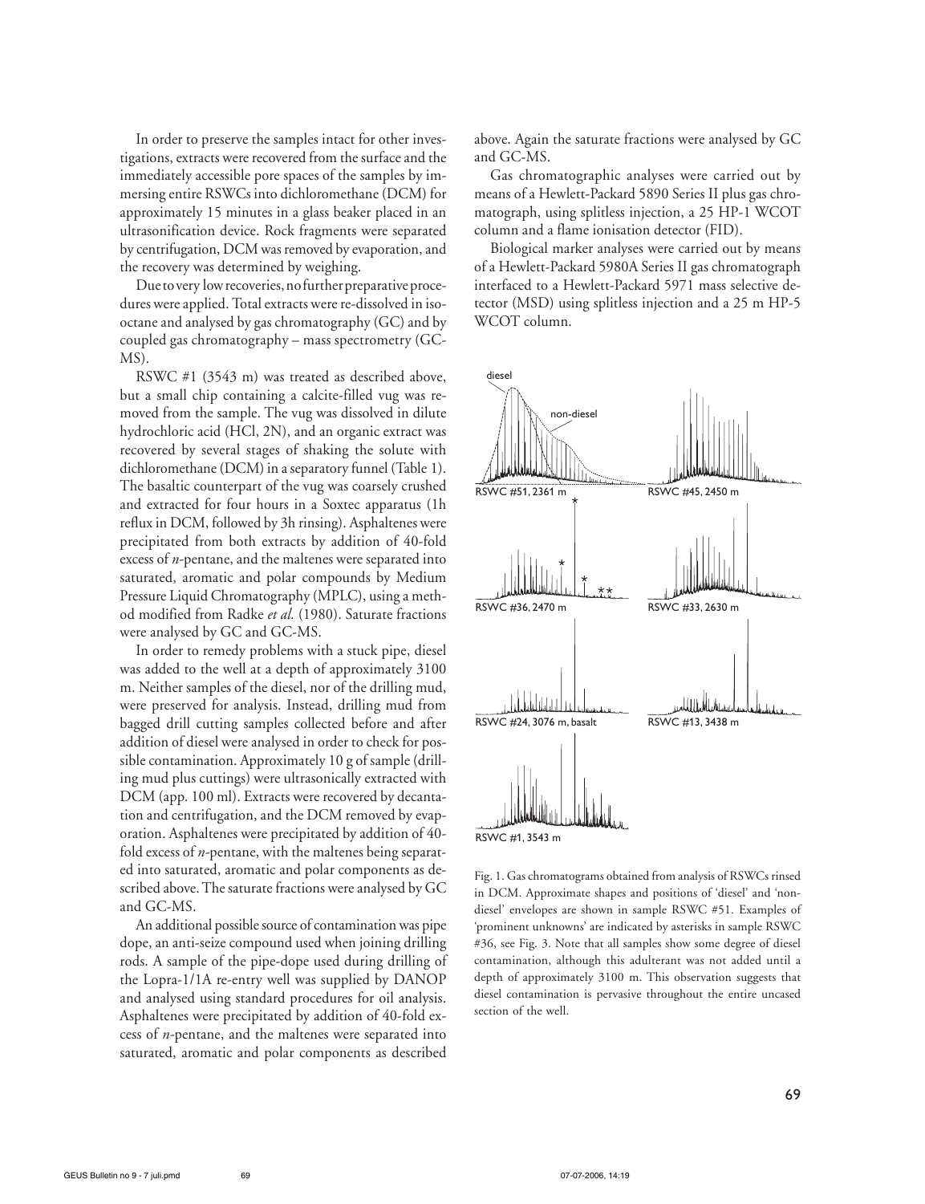In order to preserve the samples intact for other investigations, extracts were recovered from the surface and the immediately accessible pore spaces of the samples by immersing entire RSWCs into dichloromethane (DCM) for approximately 15 minutes in a glass beaker placed in an ultrasonification device. Rock fragments were separated by centrifugation, DCM was removed by evaporation, and the recovery was determined by weighing.

Due to very low recoveries, no further preparative procedures were applied. Total extracts were re-dissolved in isooctane and analysed by gas chromatography (GC) and by coupled gas chromatography – mass spectrometry (GC-MS).

RSWC #1 (3543 m) was treated as described above, but a small chip containing a calcite-filled vug was removed from the sample. The vug was dissolved in dilute hydrochloric acid (HCl, 2N), and an organic extract was recovered by several stages of shaking the solute with dichloromethane (DCM) in a separatory funnel (Table 1). The basaltic counterpart of the vug was coarsely crushed and extracted for four hours in a Soxtec apparatus (1h reflux in DCM, followed by 3h rinsing). Asphaltenes were precipitated from both extracts by addition of 40-fold excess of *n*-pentane, and the maltenes were separated into saturated, aromatic and polar compounds by Medium Pressure Liquid Chromatography (MPLC), using a method modified from Radke *et al.* (1980). Saturate fractions were analysed by GC and GC-MS.

In order to remedy problems with a stuck pipe, diesel was added to the well at a depth of approximately 3100 m. Neither samples of the diesel, nor of the drilling mud, were preserved for analysis. Instead, drilling mud from bagged drill cutting samples collected before and after addition of diesel were analysed in order to check for possible contamination. Approximately 10 g of sample (drilling mud plus cuttings) were ultrasonically extracted with DCM (app. 100 ml). Extracts were recovered by decantation and centrifugation, and the DCM removed by evaporation. Asphaltenes were precipitated by addition of 40-fold excess of *n*-pentane, with the maltenes being separated into saturated, aromatic and polar components as described above. The saturate fractions were analysed by GC and GC-MS.

An additional possible source of contamination was pipe dope, an anti-seize compound used when joining drilling rods. A sample of the pipe-dope used during drilling of the Lopra-1/1A re-entry well was supplied by DANOP and analysed using standard procedures for oil analysis. Asphaltenes were precipitated by addition of 40-fold excess of *n*-pentane, and the maltenes were separated into saturated, aromatic and polar components as described above. Again the saturate fractions were analysed by GC and GC-MS.

Gas chromatographic analyses were carried out by means of a Hewlett-Packard 5890 Series II plus gas chromatograph, using splitless injection, a 25 HP-1 WCOT column and a flame ionisation detector (FID).

Biological marker analyses were carried out by means of a Hewlett-Packard 5980A Series II gas chromatograph interfaced to a Hewlett-Packard 5971 mass selective detector (MSD) using splitless injection and a 25 m HP-5 WCOT column.

Fig. 1. Gas chromatograms obtained from analysis of RSWCs rinsed in DCM. Approximate shapes and positions of 'diesel' and 'non-diesel' envelopes are shown in sample RSWC #51. Examples of 'prominent unknowns' are indicated by asterisks in sample RSWC #36, see Fig. 3. Note that all samples show some degree of diesel contamination, although this adulterant was not added until a depth of approximately 3100 m. This observation suggests that diesel contamination is pervasive throughout the entire uncased section of the well.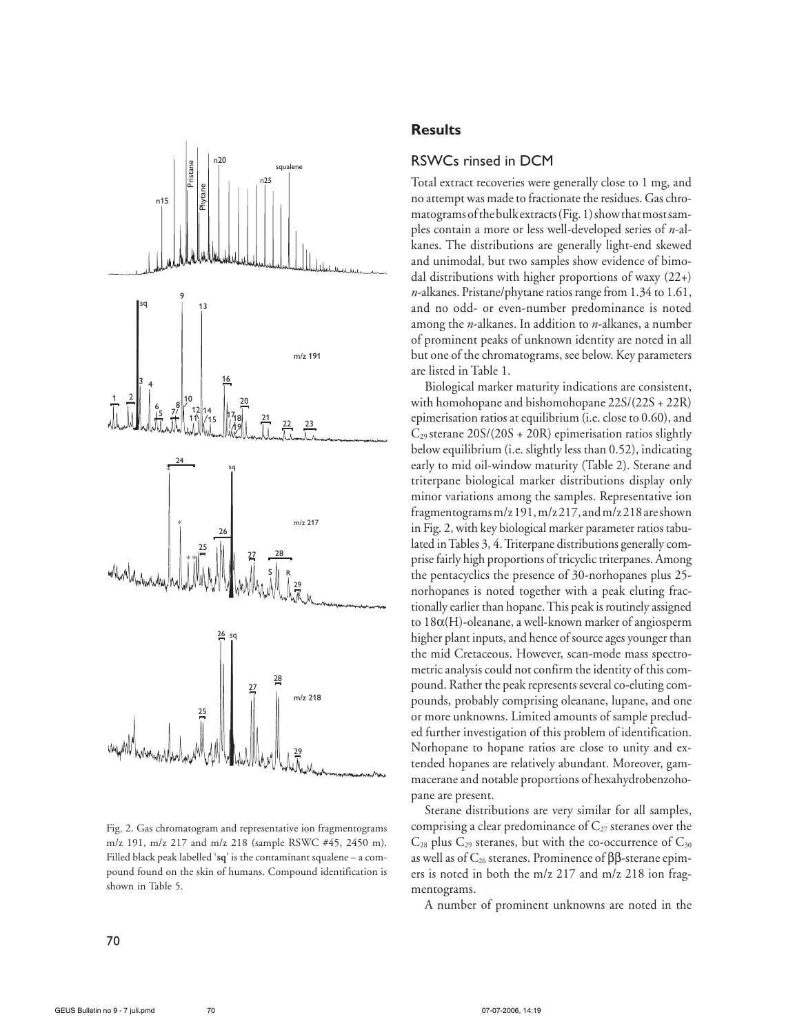Fig. 2. Gas chromatogram and representative ion fragmentograms m/z 191, m/z 217 and m/z 218 (sample RSWC #45, 2450 m). Filled black peak labelled '**sq**' is the contaminant squalene – a compound found on the skin of humans. Compound identification is shown in Table 5.

## Results

### RSWCs rinsed in DCM

Total extract recoveries were generally close to 1 mg, and no attempt was made to fractionate the residues. Gas chromatograms of the bulk extracts (Fig. 1) show that most samples contain a more or less well-developed series of *n*-alkanes. The distributions are generally light-end skewed and unimodal, but two samples show evidence of bimodal distributions with higher proportions of waxy (22+) *n*-alkanes. Pristane/phytane ratios range from 1.34 to 1.61, and no odd- or even-number predominance is noted among the *n*-alkanes. In addition to *n*-alkanes, a number of prominent peaks of unknown identity are noted in all but one of the chromatograms, see below. Key parameters are listed in Table 1.

Biological marker maturity indications are consistent, with homohopane and bishomohopane 22S/(22S + 22R) epimerisation ratios at equilibrium (i.e. close to 0.60), and $C_{29}$ sterane 20S/(20S + 20R) epimerisation ratios slightly below equilibrium (i.e. slightly less than 0.52), indicating early to mid oil-window maturity (Table 2). Sterane and triterpane biological marker distributions display only minor variations among the samples. Representative ion fragmentograms m/z 191, m/z 217, and m/z 218 are shown in Fig. 2, with key biological marker parameter ratios tabulated in Tables 3, 4. Triterpane distributions generally comprise fairly high proportions of tricyclic triterpanes. Among the pentacyclics the presence of 30-norhopanes plus 25-norhopanes is noted together with a peak eluting fractionally earlier than hopane. This peak is routinely assigned to 18α(H)-oleanane, a well-known marker of angiosperm higher plant inputs, and hence of source ages younger than the mid Cretaceous. However, scan-mode mass spectrometric analysis could not confirm the identity of this compound. Rather the peak represents several co-eluting compounds, probably comprising oleanane, lupane, and one or more unknowns. Limited amounts of sample precluded further investigation of this problem of identification. Norhopane to hopane ratios are close to unity and extended hopanes are relatively abundant. Moreover, gammacerane and notable proportions of hexahydrobenzohopane are present.

Sterane distributions are very similar for all samples, comprising a clear predominance of $C_{27}$ steranes over the $C_{28}$ plus $C_{29}$ steranes, but with the co-occurrence of $C_{30}$ as well as of $C_{26}$ steranes. Prominence of ββ-sterane epimers is noted in both the m/z 217 and m/z 218 ion fragmentograms.

A number of prominent unknowns are noted in the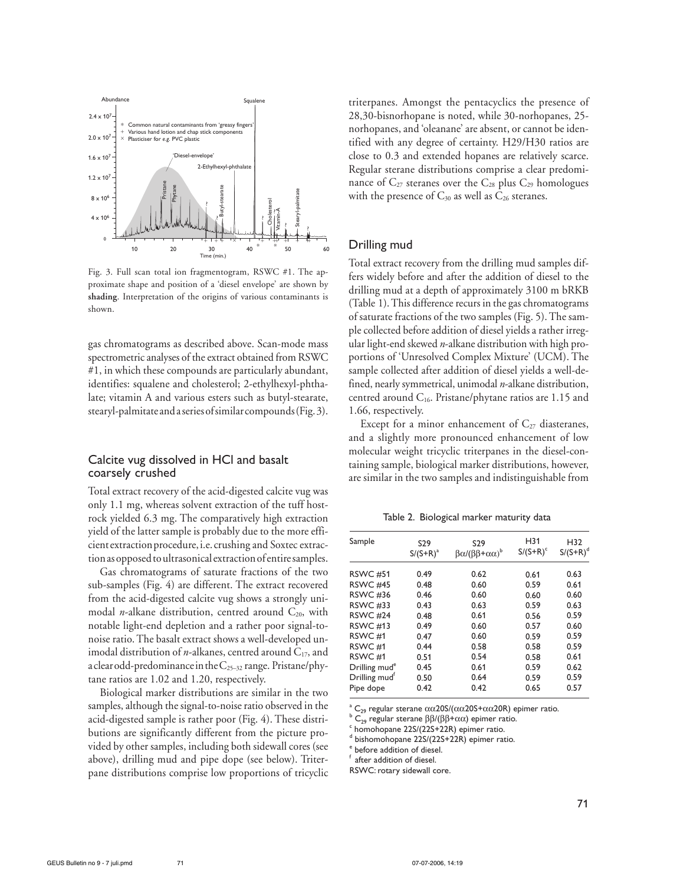Fig. 3. Full scan total ion fragmentogram, RSWC #1. The approximate shape and position of a 'diesel envelope' are shown by **shading**. Interpretation of the origins of various contaminants is shown.

gas chromatograms as described above. Scan-mode mass spectrometric analyses of the extract obtained from RSWC #1, in which these compounds are particularly abundant, identifies: squalene and cholesterol; 2-ethylhexyl-phthalate; vitamin A and various esters such as butyl-stearate, stearyl-palmitate and a series of similar compounds (Fig. 3).

## Calcite vug dissolved in HCl and basalt coarsely crushed

Total extract recovery of the acid-digested calcite vug was only 1.1 mg, whereas solvent extraction of the tuff host-rock yielded 6.3 mg. The comparatively high extraction yield of the latter sample is probably due to the more efficient extraction procedure, i.e. crushing and Soxtec extraction as opposed to ultrasonical extraction of entire samples.

Gas chromatograms of saturate fractions of the two sub-samples (Fig. 4) are different. The extract recovered from the acid-digested calcite vug shows a strongly unimodal *n*-alkane distribution, centred around $C_{20}$, with notable light-end depletion and a rather poor signal-to-noise ratio. The basalt extract shows a well-developed unimodal distribution of *n*-alkanes, centred around $C_{17}$, and a clear odd-predominance in the $C_{25-32}$ range. Pristane/phytane ratios are 1.02 and 1.20, respectively.

Biological marker distributions are similar in the two samples, although the signal-to-noise ratio observed in the acid-digested sample is rather poor (Fig. 4). These distributions are significantly different from the picture provided by other samples, including both sidewall cores (see above), drilling mud and pipe dope (see below). Triterpane distributions comprise low proportions of tricyclic triterpanes. Amongst the pentacyclics the presence of 28,30-bisnorhopane is noted, while 30-norhopanes, 25-norhopanes, and 'oleanane' are absent, or cannot be identified with any degree of certainty. H29/H30 ratios are close to 0.3 and extended hopanes are relatively scarce. Regular sterane distributions comprise a clear predominance of $C_{27}$ steranes over the $C_{28}$ plus $C_{29}$ homologues with the presence of $C_{30}$ as well as $C_{26}$ steranes.

## Drilling mud

Total extract recovery from the drilling mud samples differs widely before and after the addition of diesel to the drilling mud at a depth of approximately 3100 m bRKB (Table 1). This difference recurs in the gas chromatograms of saturate fractions of the two samples (Fig. 5). The sample collected before addition of diesel yields a rather irregular light-end skewed *n*-alkane distribution with high proportions of 'Unresolved Complex Mixture' (UCM). The sample collected after addition of diesel yields a well-defined, nearly symmetrical, unimodal *n*-alkane distribution, centred around $C_{16}$. Pristane/phytane ratios are 1.15 and 1.66, respectively.

Except for a minor enhancement of $C_{27}$ diasteranes, and a slightly more pronounced enhancement of low molecular weight tricyclic triterpanes in the diesel-containing sample, biological marker distributions, however, are similar in the two samples and indistinguishable from

Table 2. Biological marker maturity data

| Sample | S29 S/(S+R)[a] | S29 $\beta\alpha/(\beta\beta+\alpha\alpha)$[b] | H31 S/(S+R)[c] | H32 S/(S+R)[d] |
|---|---|---|---|---|
| RSWC #51 | 0.49 | 0.62 | 0.61 | 0.63 |
| RSWC #45 | 0.48 | 0.60 | 0.59 | 0.61 |
| RSWC #36 | 0.46 | 0.60 | 0.60 | 0.60 |
| RSWC #33 | 0.43 | 0.63 | 0.59 | 0.63 |
| RSWC #24 | 0.48 | 0.61 | 0.56 | 0.59 |
| RSWC #13 | 0.49 | 0.60 | 0.57 | 0.60 |
| RSWC #1 | 0.47 | 0.60 | 0.59 | 0.59 |
| RSWC #1 | 0.44 | 0.58 | 0.58 | 0.59 |
| RSWC #1 | 0.51 | 0.54 | 0.58 | 0.61 |
| Drilling mud[e] | 0.45 | 0.61 | 0.59 | 0.62 |
| Drilling mud[f] | 0.50 | 0.64 | 0.59 | 0.59 |
| Pipe dope | 0.42 | 0.42 | 0.65 | 0.57 |

[a] $C_{29}$ regular sterane $\alpha\alpha$20S/($\alpha\alpha$20S+$\alpha\alpha$20R) epimer ratio.
[b] $C_{29}$ regular sterane $\beta\beta/(\beta\beta+\alpha\alpha)$ epimer ratio.
[c] homohopane 22S/(22S+22R) epimer ratio.
[d] bishomohopane 22S/(22S+22R) epimer ratio.
[e] before addition of diesel.
[f] after addition of diesel.
RSWC: rotary sidewall core.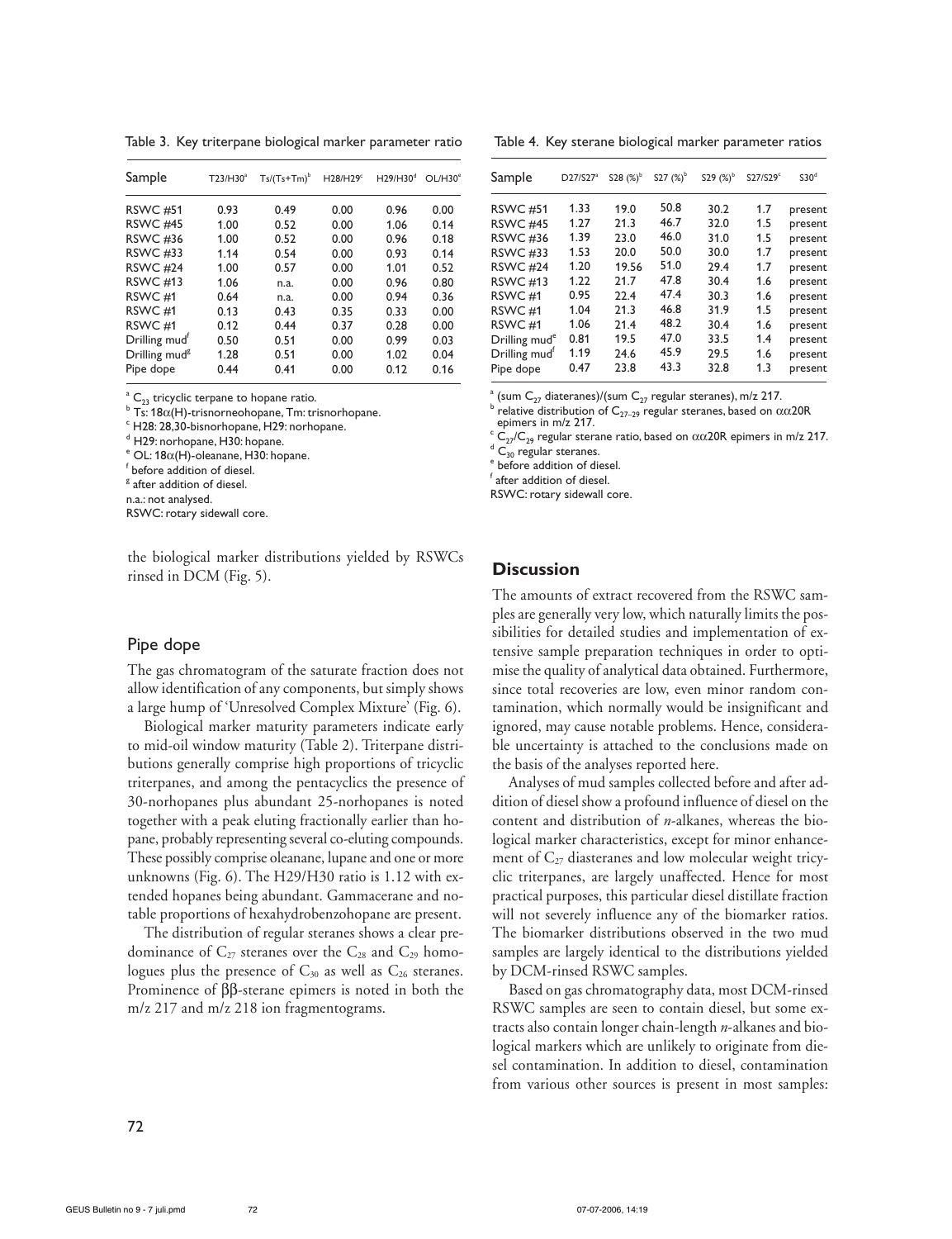Table 3. Key triterpane biological marker parameter ratio

| Sample | T23/H30[a] | Ts/(Ts+Tm)[b] | H28/H29[c] | H29/H30[d] | OL/H30[e] |
|---|---|---|---|---|---|
| RSWC #51 | 0.93 | 0.49 | 0.00 | 0.96 | 0.00 |
| RSWC #45 | 1.00 | 0.52 | 0.00 | 1.06 | 0.14 |
| RSWC #36 | 1.00 | 0.52 | 0.00 | 0.96 | 0.18 |
| RSWC #33 | 1.14 | 0.54 | 0.00 | 0.93 | 0.14 |
| RSWC #24 | 1.00 | 0.57 | 0.00 | 1.01 | 0.52 |
| RSWC #13 | 1.06 | n.a. | 0.00 | 0.96 | 0.80 |
| RSWC #1 | 0.64 | n.a. | 0.00 | 0.94 | 0.36 |
| RSWC #1 | 0.13 | 0.43 | 0.35 | 0.33 | 0.00 |
| RSWC #1 | 0.12 | 0.44 | 0.37 | 0.28 | 0.00 |
| Drilling mud[f] | 0.50 | 0.51 | 0.00 | 0.99 | 0.03 |
| Drilling mud[g] | 1.28 | 0.51 | 0.00 | 1.02 | 0.04 |
| Pipe dope | 0.44 | 0.41 | 0.00 | 0.12 | 0.16 |

[a] $C_{23}$ tricyclic terpane to hopane ratio.
[b] Ts: 18α(H)-trisnorneohopane, Tm: trisnorhopane.
[c] H28: 28,30-bisnorhopane, H29: norhopane.
[d] H29: norhopane, H30: hopane.
[e] OL: 18α(H)-oleanane, H30: hopane.
[f] before addition of diesel.
[g] after addition of diesel.
n.a.: not analysed.
RSWC: rotary sidewall core.

the biological marker distributions yielded by RSWCs rinsed in DCM (Fig. 5).

## Pipe dope

The gas chromatogram of the saturate fraction does not allow identification of any components, but simply shows a large hump of 'Unresolved Complex Mixture' (Fig. 6).

Biological marker maturity parameters indicate early to mid-oil window maturity (Table 2). Triterpane distributions generally comprise high proportions of tricyclic triterpanes, and among the pentacyclics the presence of 30-norhopanes plus abundant 25-norhopanes is noted together with a peak eluting fractionally earlier than hopane, probably representing several co-eluting compounds. These possibly comprise oleanane, lupane and one or more unknowns (Fig. 6). The H29/H30 ratio is 1.12 with extended hopanes being abundant. Gammacerane and notable proportions of hexahydrobenzohopane are present.

The distribution of regular steranes shows a clear predominance of $C_{27}$ steranes over the $C_{28}$ and $C_{29}$ homologues plus the presence of $C_{30}$ as well as $C_{26}$ steranes. Prominence of ββ-sterane epimers is noted in both the m/z 217 and m/z 218 ion fragmentograms.

Table 4. Key sterane biological marker parameter ratios

| Sample | D27/S27[a] | S28 (%)[b] | S27 (%)[b] | S29 (%)[b] | S27/S29[c] | S30[d] |
|---|---|---|---|---|---|---|
| RSWC #51 | 1.33 | 19.0 | 50.8 | 30.2 | 1.7 | present |
| RSWC #45 | 1.27 | 21.3 | 46.7 | 32.0 | 1.5 | present |
| RSWC #36 | 1.39 | 23.0 | 46.0 | 31.0 | 1.5 | present |
| RSWC #33 | 1.53 | 20.0 | 50.0 | 30.0 | 1.7 | present |
| RSWC #24 | 1.20 | 19.56 | 51.0 | 29.4 | 1.7 | present |
| RSWC #13 | 1.22 | 21.7 | 47.8 | 30.4 | 1.6 | present |
| RSWC #1 | 0.95 | 22.4 | 47.4 | 30.3 | 1.6 | present |
| RSWC #1 | 1.04 | 21.3 | 46.8 | 31.9 | 1.5 | present |
| RSWC #1 | 1.06 | 21.4 | 48.2 | 30.4 | 1.6 | present |
| Drilling mud[e] | 0.81 | 19.5 | 47.0 | 33.5 | 1.4 | present |
| Drilling mud[f] | 1.19 | 24.6 | 45.9 | 29.5 | 1.6 | present |
| Pipe dope | 0.47 | 23.8 | 43.3 | 32.8 | 1.3 | present |

[a] (sum $C_{27}$ diateranes)/(sum $C_{27}$ regular steranes), m/z 217.
[b] relative distribution of $C_{27–29}$ regular steranes, based on αα20R epimers in m/z 217.
[c] $C_{27}/C_{29}$ regular sterane ratio, based on αα20R epimers in m/z 217.
[d] $C_{30}$ regular steranes.
[e] before addition of diesel.
[f] after addition of diesel.
RSWC: rotary sidewall core.

## Discussion

The amounts of extract recovered from the RSWC samples are generally very low, which naturally limits the possibilities for detailed studies and implementation of extensive sample preparation techniques in order to optimise the quality of analytical data obtained. Furthermore, since total recoveries are low, even minor random contamination, which normally would be insignificant and ignored, may cause notable problems. Hence, considerable uncertainty is attached to the conclusions made on the basis of the analyses reported here.

Analyses of mud samples collected before and after addition of diesel show a profound influence of diesel on the content and distribution of *n*-alkanes, whereas the biological marker characteristics, except for minor enhancement of $C_{27}$ diasteranes and low molecular weight tricyclic triterpanes, are largely unaffected. Hence for most practical purposes, this particular diesel distillate fraction will not severely influence any of the biomarker ratios. The biomarker distributions observed in the two mud samples are largely identical to the distributions yielded by DCM-rinsed RSWC samples.

Based on gas chromatography data, most DCM-rinsed RSWC samples are seen to contain diesel, but some extracts also contain longer chain-length *n*-alkanes and biological markers which are unlikely to originate from diesel contamination. In addition to diesel, contamination from various other sources is present in most samples: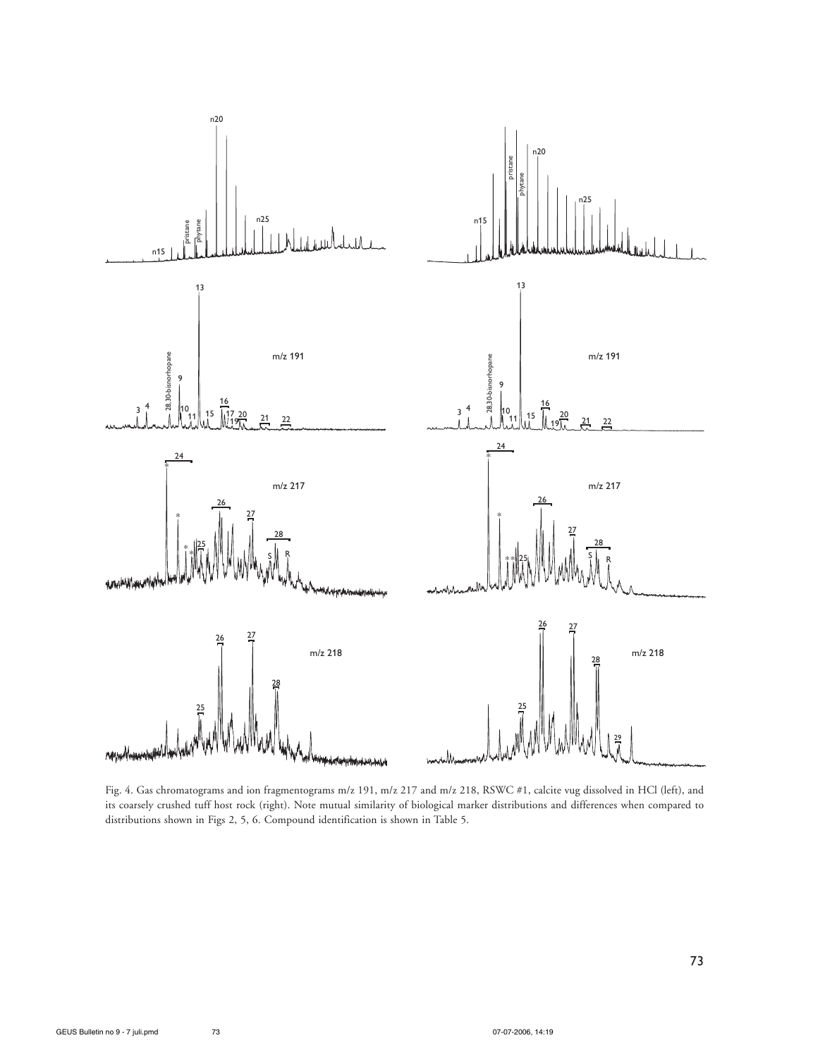Fig. 4. Gas chromatograms and ion fragmentograms m/z 191, m/z 217 and m/z 218, RSWC #1, calcite vug dissolved in HCl (left), and its coarsely crushed tuff host rock (right). Note mutual similarity of biological marker distributions and differences when compared to distributions shown in Figs 2, 5, 6. Compound identification is shown in Table 5.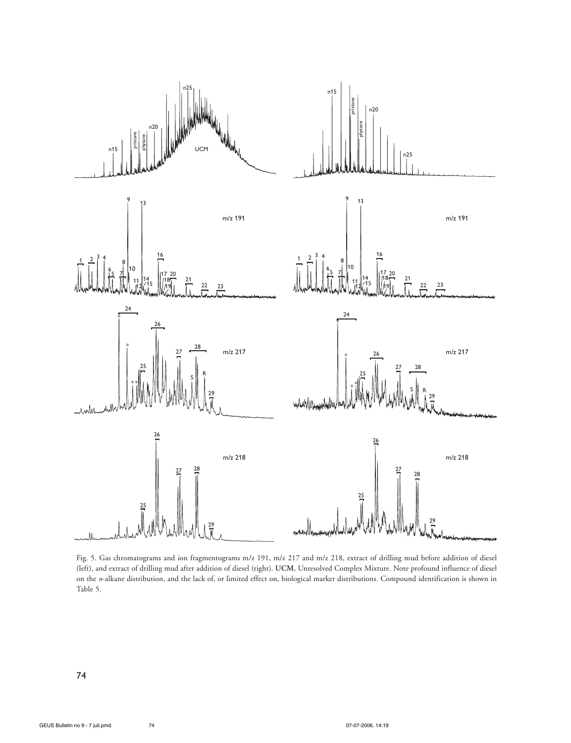Fig. 5. Gas chromatograms and ion fragmentograms m/z 191, m/z 217 and m/z 218, extract of drilling mud before addition of diesel (left), and extract of drilling mud after addition of diesel (right). **UCM**, Unresolved Complex Mixture. Note profound influence of diesel on the *n*-alkane distribution, and the lack of, or limited effect on, biological marker distributions. Compound identification is shown in Table 5.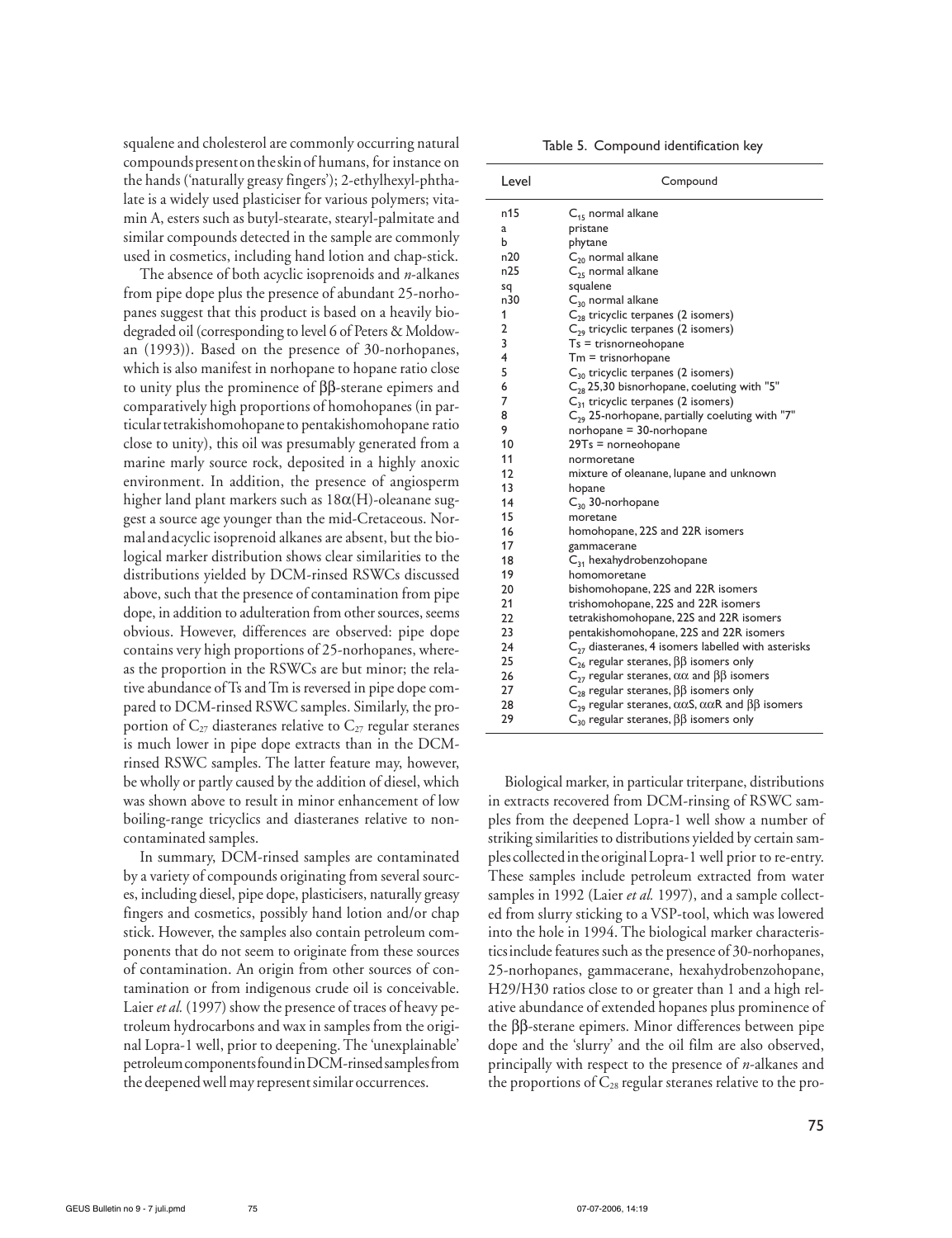squalene and cholesterol are commonly occurring natural compounds present on the skin of humans, for instance on the hands ('naturally greasy fingers'); 2-ethylhexyl-phthalate is a widely used plasticiser for various polymers; vitamin A, esters such as butyl-stearate, stearyl-palmitate and similar compounds detected in the sample are commonly used in cosmetics, including hand lotion and chap-stick.

The absence of both acyclic isoprenoids and *n*-alkanes from pipe dope plus the presence of abundant 25-norhopanes suggest that this product is based on a heavily biodegraded oil (corresponding to level 6 of Peters & Moldowan (1993)). Based on the presence of 30-norhopanes, which is also manifest in norhopane to hopane ratio close to unity plus the prominence of ββ-sterane epimers and comparatively high proportions of homohopanes (in particular tetrakishomohopane to pentakishomohopane ratio close to unity), this oil was presumably generated from a marine marly source rock, deposited in a highly anoxic environment. In addition, the presence of angiosperm higher land plant markers such as 18α(H)-oleanane suggest a source age younger than the mid-Cretaceous. Normal and acyclic isoprenoid alkanes are absent, but the biological marker distribution shows clear similarities to the distributions yielded by DCM-rinsed RSWCs discussed above, such that the presence of contamination from pipe dope, in addition to adulteration from other sources, seems obvious. However, differences are observed: pipe dope contains very high proportions of 25-norhopanes, whereas the proportion in the RSWCs are but minor; the relative abundance of Ts and Tm is reversed in pipe dope compared to DCM-rinsed RSWC samples. Similarly, the proportion of $C_{27}$ diasteranes relative to $C_{27}$ regular steranes is much lower in pipe dope extracts than in the DCM-rinsed RSWC samples. The latter feature may, however, be wholly or partly caused by the addition of diesel, which was shown above to result in minor enhancement of low boiling-range tricyclics and diasteranes relative to non-contaminated samples.

In summary, DCM-rinsed samples are contaminated by a variety of compounds originating from several sources, including diesel, pipe dope, plasticisers, naturally greasy fingers and cosmetics, possibly hand lotion and/or chap stick. However, the samples also contain petroleum components that do not seem to originate from these sources of contamination. An origin from other sources of contamination or from indigenous crude oil is conceivable. Laier *et al.* (1997) show the presence of traces of heavy petroleum hydrocarbons and wax in samples from the original Lopra-1 well, prior to deepening. The 'unexplainable' petroleum components found in DCM-rinsed samples from the deepened well may represent similar occurrences.

Table 5. Compound identification key

| Level | Compound |
|---|---|
| n15 | $C_{15}$ normal alkane |
| a | pristane |
| b | phytane |
| n20 | $C_{20}$ normal alkane |
| n25 | $C_{25}$ normal alkane |
| sq | squalene |
| n30 | $C_{30}$ normal alkane |
| 1 | $C_{28}$ tricyclic terpanes (2 isomers) |
| 2 | $C_{29}$ tricyclic terpanes (2 isomers) |
| 3 | Ts = trisnorneohopane |
| 4 | Tm = trisnorhopane |
| 5 | $C_{30}$ tricyclic terpanes (2 isomers) |
| 6 | $C_{28}$ 25,30 bisnorhopane, coeluting with "5" |
| 7 | $C_{31}$ tricyclic terpanes (2 isomers) |
| 8 | $C_{29}$ 25-norhopane, partially coeluting with "7" |
| 9 | norhopane = 30-norhopane |
| 10 | 29Ts = norneohopane |
| 11 | normoretane |
| 12 | mixture of oleanane, lupane and unknown |
| 13 | hopane |
| 14 | $C_{30}$ 30-norhopane |
| 15 | moretane |
| 16 | homohopane, 22S and 22R isomers |
| 17 | gammacerane |
| 18 | $C_{31}$ hexahydrobenzohopane |
| 19 | homomoretane |
| 20 | bishomohopane, 22S and 22R isomers |
| 21 | trishomohopane, 22S and 22R isomers |
| 22 | tetrakishomohopane, 22S and 22R isomers |
| 23 | pentakishomohopane, 22S and 22R isomers |
| 24 | $C_{27}$ diasteranes, 4 isomers labelled with asterisks |
| 25 | $C_{26}$ regular steranes, ββ isomers only |
| 26 | $C_{27}$ regular steranes, αα and ββ isomers |
| 27 | $C_{28}$ regular steranes, ββ isomers only |
| 28 | $C_{29}$ regular steranes, ααS, ααR and ββ isomers |
| 29 | $C_{30}$ regular steranes, ββ isomers only |

Biological marker, in particular triterpane, distributions in extracts recovered from DCM-rinsing of RSWC samples from the deepened Lopra-1 well show a number of striking similarities to distributions yielded by certain samples collected in the original Lopra-1 well prior to re-entry. These samples include petroleum extracted from water samples in 1992 (Laier *et al.* 1997), and a sample collected from slurry sticking to a VSP-tool, which was lowered into the hole in 1994. The biological marker characteristics include features such as the presence of 30-norhopanes, 25-norhopanes, gammacerane, hexahydrobenzohopane, H29/H30 ratios close to or greater than 1 and a high relative abundance of extended hopanes plus prominence of the ββ-sterane epimers. Minor differences between pipe dope and the 'slurry' and the oil film are also observed, principally with respect to the presence of *n*-alkanes and the proportions of $C_{28}$ regular steranes relative to the pro-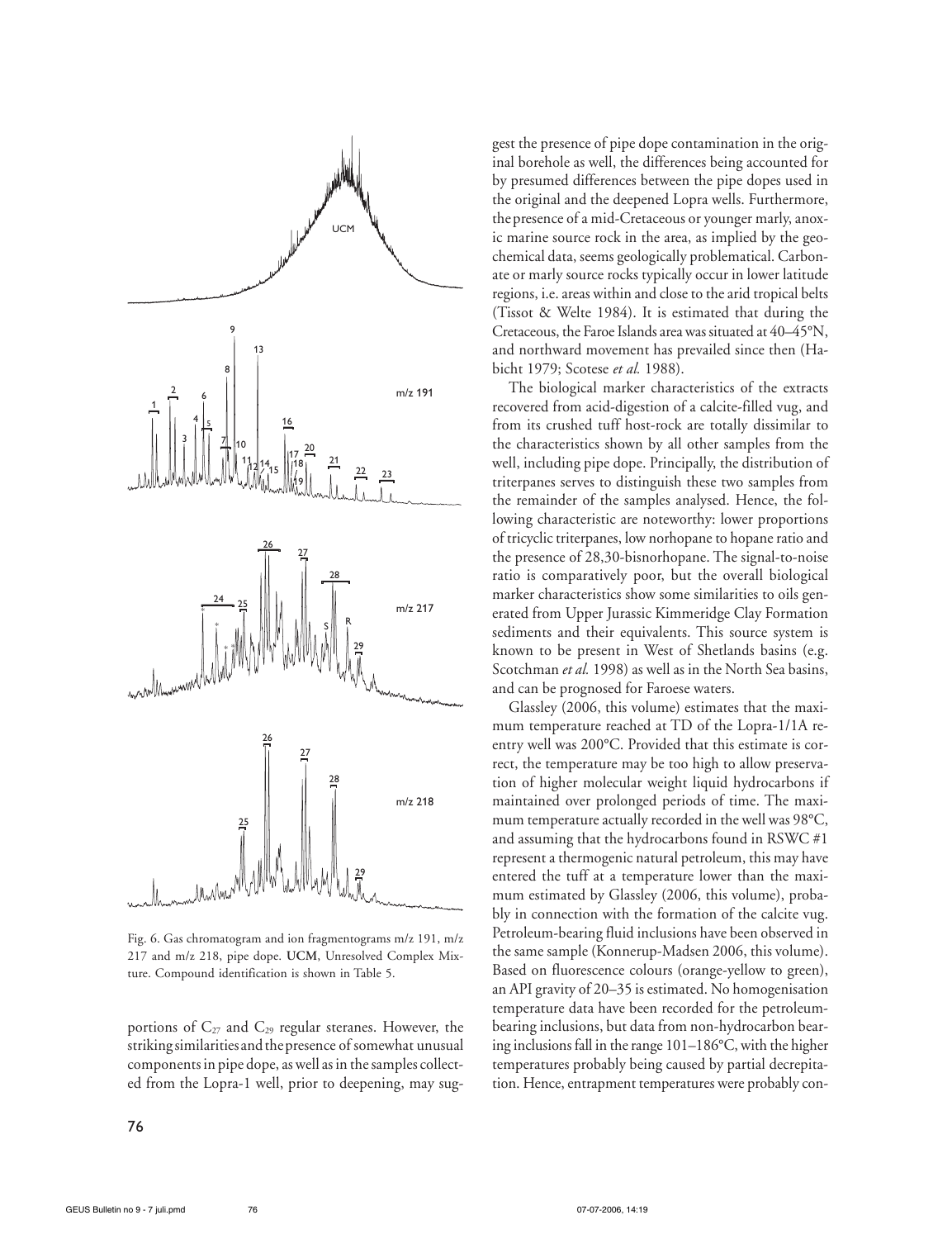Fig. 6. Gas chromatogram and ion fragmentograms m/z 191, m/z 217 and m/z 218, pipe dope. **UCM**, Unresolved Complex Mixture. Compound identification is shown in Table 5.

portions of $C_{27}$ and $C_{29}$ regular steranes. However, the striking similarities and the presence of somewhat unusual components in pipe dope, as well as in the samples collected from the Lopra-1 well, prior to deepening, may suggest the presence of pipe dope contamination in the original borehole as well, the differences being accounted for by presumed differences between the pipe dopes used in the original and the deepened Lopra wells. Furthermore, the presence of a mid-Cretaceous or younger marly, anoxic marine source rock in the area, as implied by the geochemical data, seems geologically problematical. Carbonate or marly source rocks typically occur in lower latitude regions, i.e. areas within and close to the arid tropical belts (Tissot & Welte 1984). It is estimated that during the Cretaceous, the Faroe Islands area was situated at 40–45°N, and northward movement has prevailed since then (Habicht 1979; Scotese *et al.* 1988).

The biological marker characteristics of the extracts recovered from acid-digestion of a calcite-filled vug, and from its crushed tuff host-rock are totally dissimilar to the characteristics shown by all other samples from the well, including pipe dope. Principally, the distribution of triterpanes serves to distinguish these two samples from the remainder of the samples analysed. Hence, the following characteristic are noteworthy: lower proportions of tricyclic triterpanes, low norhopane to hopane ratio and the presence of 28,30-bisnorhopane. The signal-to-noise ratio is comparatively poor, but the overall biological marker characteristics show some similarities to oils generated from Upper Jurassic Kimmeridge Clay Formation sediments and their equivalents. This source system is known to be present in West of Shetlands basins (e.g. Scotchman *et al.* 1998) as well as in the North Sea basins, and can be prognosed for Faroese waters.

Glassley (2006, this volume) estimates that the maximum temperature reached at TD of the Lopra-1/1A re-entry well was 200°C. Provided that this estimate is correct, the temperature may be too high to allow preservation of higher molecular weight liquid hydrocarbons if maintained over prolonged periods of time. The maximum temperature actually recorded in the well was 98°C, and assuming that the hydrocarbons found in RSWC #1 represent a thermogenic natural petroleum, this may have entered the tuff at a temperature lower than the maximum estimated by Glassley (2006, this volume), probably in connection with the formation of the calcite vug. Petroleum-bearing fluid inclusions have been observed in the same sample (Konnerup-Madsen 2006, this volume). Based on fluorescence colours (orange-yellow to green), an API gravity of 20–35 is estimated. No homogenisation temperature data have been recorded for the petroleum-bearing inclusions, but data from non-hydrocarbon bearing inclusions fall in the range 101–186°C, with the higher temperatures probably being caused by partial decrepitation. Hence, entrapment temperatures were probably con-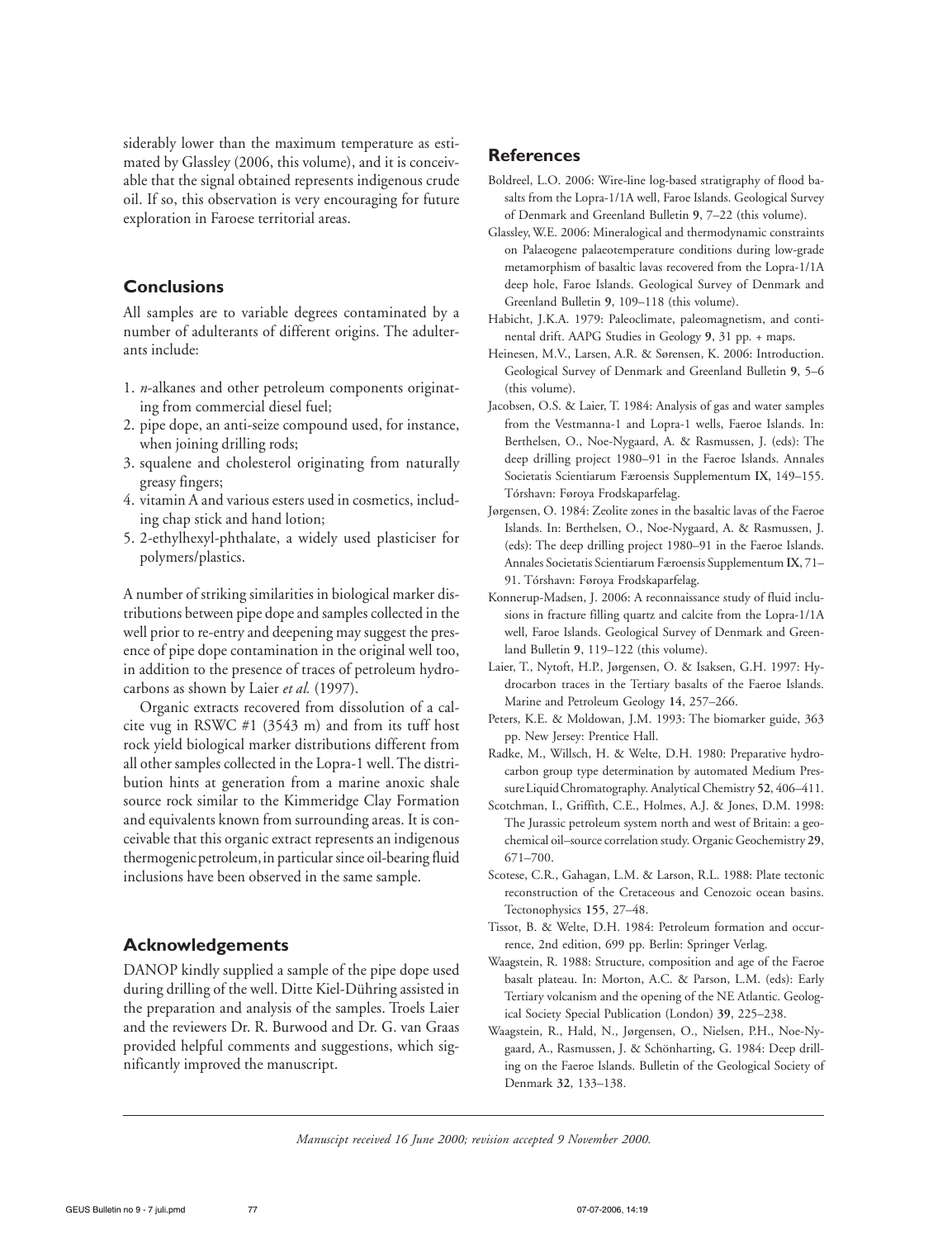siderably lower than the maximum temperature as estimated by Glassley (2006, this volume), and it is conceivable that the signal obtained represents indigenous crude oil. If so, this observation is very encouraging for future exploration in Faroese territorial areas.

## Conclusions

All samples are to variable degrees contaminated by a number of adulterants of different origins. The adulterants include:

1. *n*-alkanes and other petroleum components originating from commercial diesel fuel;
2. pipe dope, an anti-seize compound used, for instance, when joining drilling rods;
3. squalene and cholesterol originating from naturally greasy fingers;
4. vitamin A and various esters used in cosmetics, including chap stick and hand lotion;
5. 2-ethylhexyl-phthalate, a widely used plasticiser for polymers/plastics.

A number of striking similarities in biological marker distributions between pipe dope and samples collected in the well prior to re-entry and deepening may suggest the presence of pipe dope contamination in the original well too, in addition to the presence of traces of petroleum hydrocarbons as shown by Laier *et al.* (1997).

Organic extracts recovered from dissolution of a calcite vug in RSWC #1 (3543 m) and from its tuff host rock yield biological marker distributions different from all other samples collected in the Lopra-1 well. The distribution hints at generation from a marine anoxic shale source rock similar to the Kimmeridge Clay Formation and equivalents known from surrounding areas. It is conceivable that this organic extract represents an indigenous thermogenic petroleum, in particular since oil-bearing fluid inclusions have been observed in the same sample.

## Acknowledgements

DANOP kindly supplied a sample of the pipe dope used during drilling of the well. Ditte Kiel-Dühring assisted in the preparation and analysis of the samples. Troels Laier and the reviewers Dr. R. Burwood and Dr. G. van Graas provided helpful comments and suggestions, which significantly improved the manuscript.

## References

Boldreel, L.O. 2006: Wire-line log-based stratigraphy of flood basalts from the Lopra-1/1A well, Faroe Islands. Geological Survey of Denmark and Greenland Bulletin **9**, 7–22 (this volume).

Glassley, W.E. 2006: Mineralogical and thermodynamic constraints on Palaeogene palaeotemperature conditions during low-grade metamorphism of basaltic lavas recovered from the Lopra-1/1A deep hole, Faroe Islands. Geological Survey of Denmark and Greenland Bulletin **9**, 109–118 (this volume).

Habicht, J.K.A. 1979: Paleoclimate, paleomagnetism, and continental drift. AAPG Studies in Geology **9**, 31 pp. + maps.

Heinesen, M.V., Larsen, A.R. & Sørensen, K. 2006: Introduction. Geological Survey of Denmark and Greenland Bulletin **9**, 5–6 (this volume).

Jacobsen, O.S. & Laier, T. 1984: Analysis of gas and water samples from the Vestmanna-1 and Lopra-1 wells, Faeroe Islands. In: Berthelsen, O., Noe-Nygaard, A. & Rasmussen, J. (eds): The deep drilling project 1980–91 in the Faeroe Islands. Annales Societatis Scientiarum Færoensis Supplementum **IX**, 149–155. Tórshavn: Føroya Frodskaparfelag.

Jørgensen, O. 1984: Zeolite zones in the basaltic lavas of the Faeroe Islands. In: Berthelsen, O., Noe-Nygaard, A. & Rasmussen, J. (eds): The deep drilling project 1980–91 in the Faeroe Islands. Annales Societatis Scientiarum Færoensis Supplementum **IX**, 71–91. Tórshavn: Føroya Frodskaparfelag.

Konnerup-Madsen, J. 2006: A reconnaissance study of fluid inclusions in fracture filling quartz and calcite from the Lopra-1/1A well, Faroe Islands. Geological Survey of Denmark and Greenland Bulletin **9**, 119–122 (this volume).

Laier, T., Nytoft, H.P., Jørgensen, O. & Isaksen, G.H. 1997: Hydrocarbon traces in the Tertiary basalts of the Faeroe Islands. Marine and Petroleum Geology **14**, 257–266.

Peters, K.E. & Moldowan, J.M. 1993: The biomarker guide, 363 pp. New Jersey: Prentice Hall.

Radke, M., Willsch, H. & Welte, D.H. 1980: Preparative hydrocarbon group type determination by automated Medium Pressure Liquid Chromatography. Analytical Chemistry **52**, 406–411.

Scotchman, I., Griffith, C.E., Holmes, A.J. & Jones, D.M. 1998: The Jurassic petroleum system north and west of Britain: a geochemical oil–source correlation study. Organic Geochemistry **29**, 671–700.

Scotese, C.R., Gahagan, L.M. & Larson, R.L. 1988: Plate tectonic reconstruction of the Cretaceous and Cenozoic ocean basins. Tectonophysics **155**, 27–48.

Tissot, B. & Welte, D.H. 1984: Petroleum formation and occurrence, 2nd edition, 699 pp. Berlin: Springer Verlag.

Waagstein, R. 1988: Structure, composition and age of the Faeroe basalt plateau. In: Morton, A.C. & Parson, L.M. (eds): Early Tertiary volcanism and the opening of the NE Atlantic. Geological Society Special Publication (London) **39**, 225–238.

Waagstein, R., Hald, N., Jørgensen, O., Nielsen, P.H., Noe-Nygaard, A., Rasmussen, J. & Schönharting, G. 1984: Deep drilling on the Faeroe Islands. Bulletin of the Geological Society of Denmark **32**, 133–138.

*Manuscipt received 16 June 2000; revision accepted 9 November 2000.*